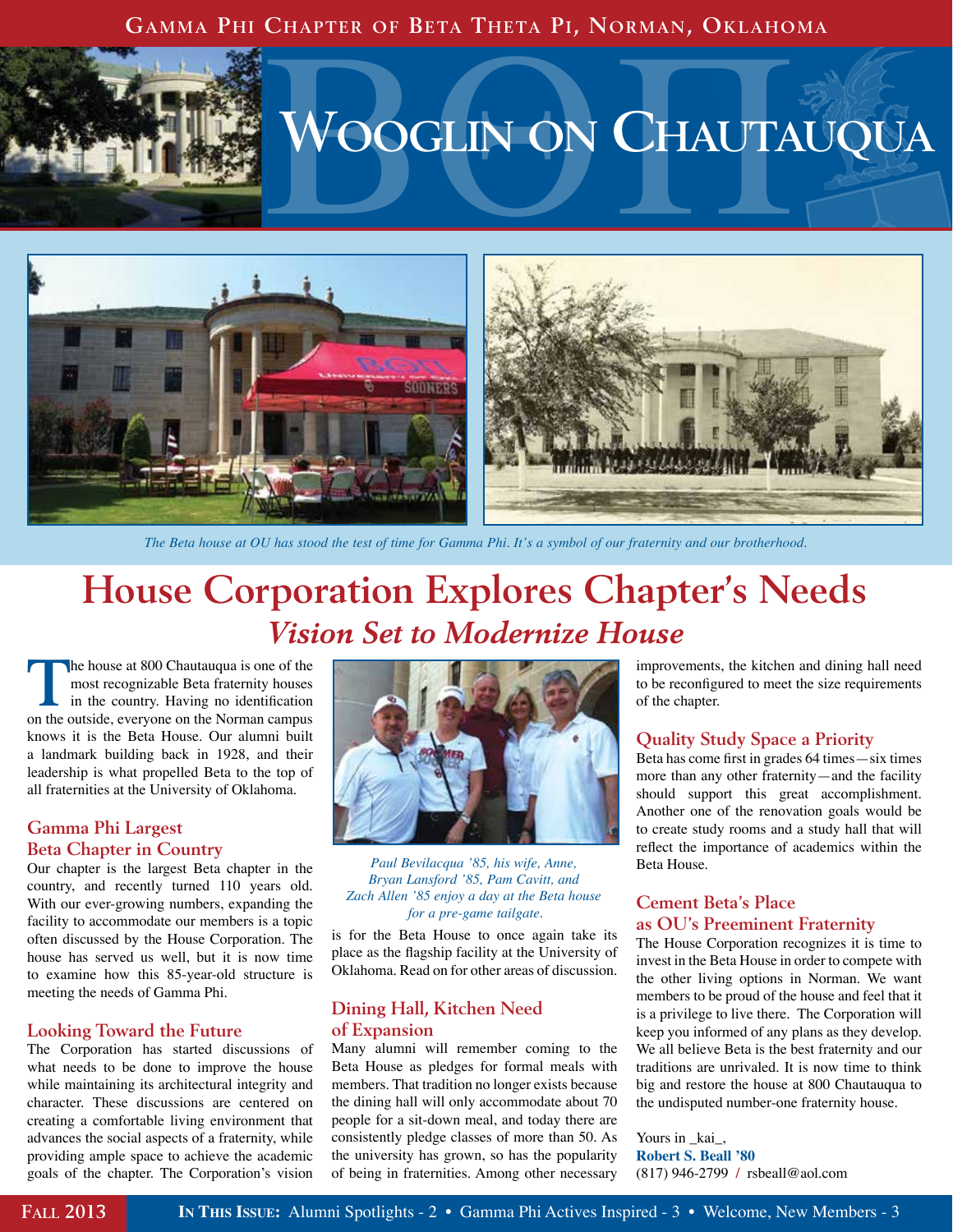Gamma Phi Chapter of Beta Theta Pi, Norman, Oklahoma

# Wooglin on Chautauqua

*The Beta house at OU has stood the test of time for Gamma Phi. It's a symbol of our fraternity and our brotherhood.*

# House Corporation Explores Chapter's Needs

## *Vision Set to Modernize House*

The house at 800 Chautauqua is one of the most recognizable Beta fraternity houses in the country. Having no identification on the outside, everyone on the Norman campus knows it is the Beta House. Our alumni built a landmark building back in 1928, and their leadership is what propelled Beta to the top of all fraternities at the University of Oklahoma.

### Gamma Phi Largest Beta Chapter in Country

Our chapter is the largest Beta chapter in the country, and recently turned 110 years old. With our ever-growing numbers, expanding the facility to accommodate our members is a topic often discussed by the House Corporation. The house has served us well, but it is now time to examine how this 85-year-old structure is meeting the needs of Gamma Phi.

### Looking Toward the Future

The Corporation has started discussions of what needs to be done to improve the house while maintaining its architectural integrity and character. These discussions are centered on creating a comfortable living environment that advances the social aspects of a fraternity, while providing ample space to achieve the academic goals of the chapter. The Corporation's vision is for the Beta House to once again take its place as the flagship facility at the University of Oklahoma. Read on for other areas of discussion.

*Paul Bevilacqua '85, his wife, Anne, Bryan Lansford '85, Pam Cavitt, and Zach Allen '85 enjoy a day at the Beta house for a pre-game tailgate.*

### Dining Hall, Kitchen Need of Expansion

Many alumni will remember coming to the Beta House as pledges for formal meals with members. That tradition no longer exists because the dining hall will only accommodate about 70 people for a sit-down meal, and today there are consistently pledge classes of more than 50. As the university has grown, so has the popularity of being in fraternities. Among other necessary improvements, the kitchen and dining hall need to be reconfigured to meet the size requirements of the chapter.

### Quality Study Space a Priority

Beta has come first in grades 64 times—six times more than any other fraternity—and the facility should support this great accomplishment. Another one of the renovation goals would be to create study rooms and a study hall that will reflect the importance of academics within the Beta House.

### Cement Beta's Place as OU's Preeminent Fraternity

The House Corporation recognizes it is time to invest in the Beta House in order to compete with the other living options in Norman. We want members to be proud of the house and feel that it is a privilege to live there. The Corporation will keep you informed of any plans as they develop. We all believe Beta is the best fraternity and our traditions are unrivaled. It is now time to think big and restore the house at 800 Chautauqua to the undisputed number-one fraternity house.

Yours in _kai_,
**Robert S. Beall '80**
(817) 946-2799 / rsbeall@aol.com

**Fall 2013** — **In This Issue:** Alumni Spotlights - 2 • Gamma Phi Actives Inspired - 3 • Welcome, New Members - 3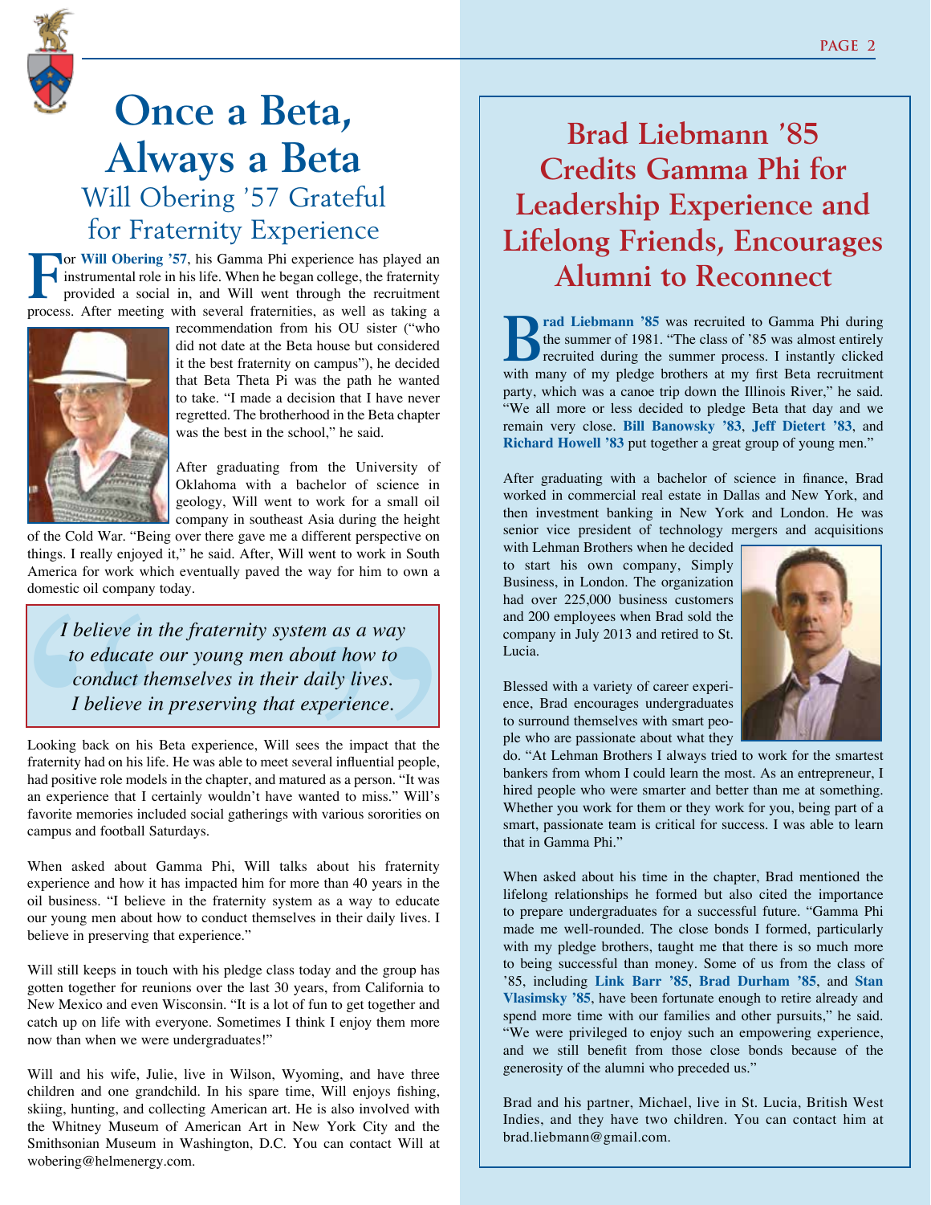# Once a Beta, Always a Beta

## Will Obering '57 Grateful for Fraternity Experience

For **Will Obering '57**, his Gamma Phi experience has played an instrumental role in his life. When he began college, the fraternity provided a social in, and Will went through the recruitment process. After meeting with several fraternities, as well as taking a recommendation from his OU sister ("who did not date at the Beta house but considered it the best fraternity on campus"), he decided that Beta Theta Pi was the path he wanted to take. "I made a decision that I have never regretted. The brotherhood in the Beta chapter was the best in the school," he said.

After graduating from the University of Oklahoma with a bachelor of science in geology, Will went to work for a small oil company in southeast Asia during the height of the Cold War. "Being over there gave me a different perspective on things. I really enjoyed it," he said. After, Will went to work in South America for work which eventually paved the way for him to own a domestic oil company today.

> *I believe in the fraternity system as a way to educate our young men about how to conduct themselves in their daily lives. I believe in preserving that experience.*

Looking back on his Beta experience, Will sees the impact that the fraternity had on his life. He was able to meet several influential people, had positive role models in the chapter, and matured as a person. "It was an experience that I certainly wouldn't have wanted to miss." Will's favorite memories included social gatherings with various sororities on campus and football Saturdays.

When asked about Gamma Phi, Will talks about his fraternity experience and how it has impacted him for more than 40 years in the oil business. "I believe in the fraternity system as a way to educate our young men about how to conduct themselves in their daily lives. I believe in preserving that experience."

Will still keeps in touch with his pledge class today and the group has gotten together for reunions over the last 30 years, from California to New Mexico and even Wisconsin. "It is a lot of fun to get together and catch up on life with everyone. Sometimes I think I enjoy them more now than when we were undergraduates!"

Will and his wife, Julie, live in Wilson, Wyoming, and have three children and one grandchild. In his spare time, Will enjoys fishing, skiing, hunting, and collecting American art. He is also involved with the Whitney Museum of American Art in New York City and the Smithsonian Museum in Washington, D.C. You can contact Will at wobering@helmenergy.com.

# Brad Liebmann '85 Credits Gamma Phi for Leadership Experience and Lifelong Friends, Encourages Alumni to Reconnect

**Brad Liebmann '85** was recruited to Gamma Phi during the summer of 1981. "The class of '85 was almost entirely recruited during the summer process. I instantly clicked with many of my pledge brothers at my first Beta recruitment party, which was a canoe trip down the Illinois River," he said. "We all more or less decided to pledge Beta that day and we remain very close. **Bill Banowsky '83**, **Jeff Dietert '83**, and **Richard Howell '83** put together a great group of young men."

After graduating with a bachelor of science in finance, Brad worked in commercial real estate in Dallas and New York, and then investment banking in New York and London. He was senior vice president of technology mergers and acquisitions with Lehman Brothers when he decided to start his own company, Simply Business, in London. The organization had over 225,000 business customers and 200 employees when Brad sold the company in July 2013 and retired to St. Lucia.

Blessed with a variety of career experience, Brad encourages undergraduates to surround themselves with smart people who are passionate about what they do. "At Lehman Brothers I always tried to work for the smartest bankers from whom I could learn the most. As an entrepreneur, I hired people who were smarter and better than me at something. Whether you work for them or they work for you, being part of a smart, passionate team is critical for success. I was able to learn that in Gamma Phi."

When asked about his time in the chapter, Brad mentioned the lifelong relationships he formed but also cited the importance to prepare undergraduates for a successful future. "Gamma Phi made me well-rounded. The close bonds I formed, particularly with my pledge brothers, taught me that there is so much more to being successful than money. Some of us from the class of '85, including **Link Barr '85**, **Brad Durham '85**, and **Stan Vlasimsky '85**, have been fortunate enough to retire already and spend more time with our families and other pursuits," he said. "We were privileged to enjoy such an empowering experience, and we still benefit from those close bonds because of the generosity of the alumni who preceded us."

Brad and his partner, Michael, live in St. Lucia, British West Indies, and they have two children. You can contact him at brad.liebmann@gmail.com.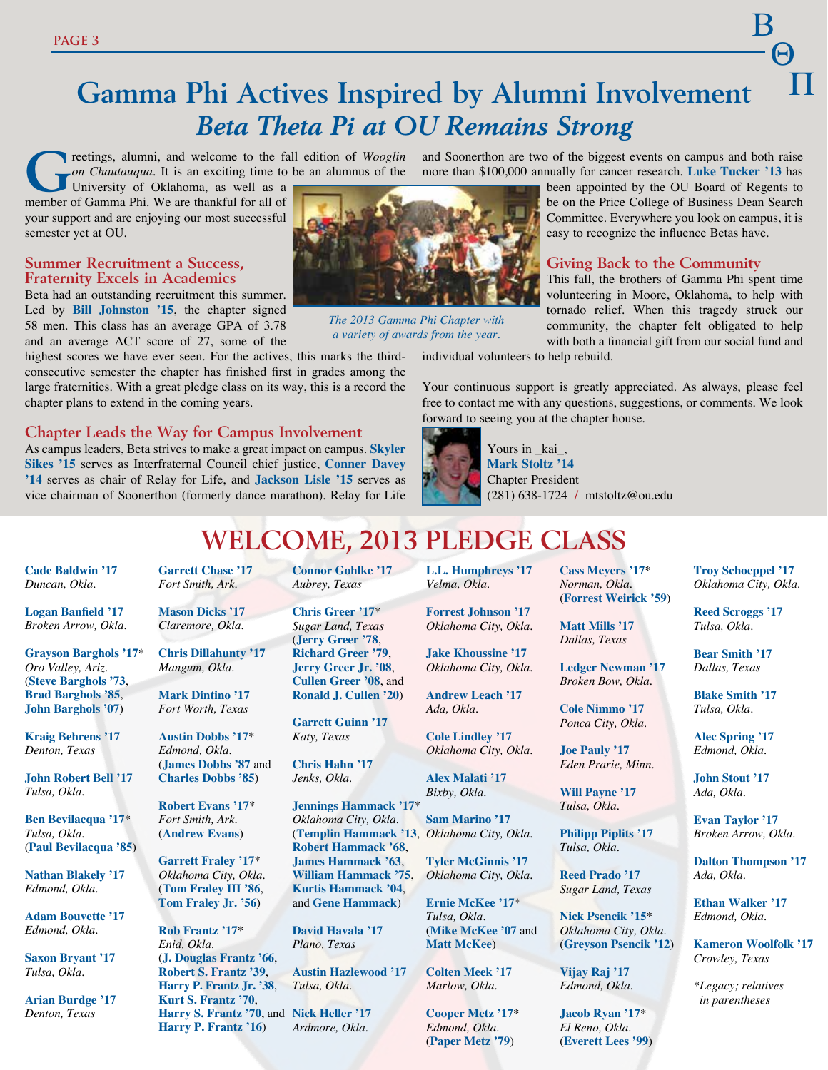# Gamma Phi Actives Inspired by Alumni Involvement

## *Beta Theta Pi at OU Remains Strong*

Greetings, alumni, and welcome to the fall edition of *Wooglin on Chautauqua*. It is an exciting time to be an alumnus of the University of Oklahoma, as well as a member of Gamma Phi. We are thankful for all of your support and are enjoying our most successful semester yet at OU.

### Summer Recruitment a Success, Fraternity Excels in Academics

Beta had an outstanding recruitment this summer. Led by **Bill Johnston '15**, the chapter signed 58 men. This class has an average GPA of 3.78 and an average ACT score of 27, some of the highest scores we have ever seen. For the actives, this marks the third-consecutive semester the chapter has finished first in grades among the large fraternities. With a great pledge class on its way, this is a record the chapter plans to extend in the coming years.

*The 2013 Gamma Phi Chapter with a variety of awards from the year.*

### Chapter Leads the Way for Campus Involvement

As campus leaders, Beta strives to make a great impact on campus. **Skyler Sikes '15** serves as Interfraternal Council chief justice, **Conner Davey '14** serves as chair of Relay for Life, and **Jackson Lisle '15** serves as vice chairman of Soonerthon (formerly dance marathon). Relay for Life and Soonerthon are two of the biggest events on campus and both raise more than $100,000 annually for cancer research. **Luke Tucker '13** has been appointed by the OU Board of Regents to be on the Price College of Business Dean Search Committee. Everywhere you look on campus, it is easy to recognize the influence Betas have.

### Giving Back to the Community

This fall, the brothers of Gamma Phi spent time volunteering in Moore, Oklahoma, to help with tornado relief. When this tragedy struck our community, the chapter felt obligated to help with both a financial gift from our social fund and individual volunteers to help rebuild.

Your continuous support is greatly appreciated. As always, please feel free to contact me with any questions, suggestions, or comments. We look forward to seeing you at the chapter house.

Yours in _kai_,
**Mark Stoltz '14**
Chapter President
(281) 638-1724 / mtstoltz@ou.edu

## WELCOME, 2013 PLEDGE CLASS

**Cade Baldwin '17**
*Duncan, Okla.*

**Logan Banfield '17**
*Broken Arrow, Okla.*

**Grayson Barghols '17***
*Oro Valley, Ariz.*
(**Steve Barghols '73**, **Brad Barghols '85**, **John Barghols '07**)

**Kraig Behrens '17**
*Denton, Texas*

**John Robert Bell '17**
*Tulsa, Okla.*

**Ben Bevilacqua '17***
*Tulsa, Okla.*
(**Paul Bevilacqua '85**)

**Nathan Blakely '17**
*Edmond, Okla.*

**Adam Bouvette '17**
*Edmond, Okla.*

**Saxon Bryant '17**
*Tulsa, Okla.*

**Arian Burdge '17**
*Denton, Texas*

**Garrett Chase '17**
*Fort Smith, Ark.*

**Mason Dicks '17**
*Claremore, Okla.*

**Chris Dillahunty '17**
*Mangum, Okla.*

**Mark Dintino '17**
*Fort Worth, Texas*

**Austin Dobbs '17***
*Edmond, Okla.*
(**James Dobbs '87** and **Charles Dobbs '85**)

**Robert Evans '17***
*Fort Smith, Ark.*
(**Andrew Evans**)

**Garrett Fraley '17***
*Oklahoma City, Okla.*
(**Tom Fraley III '86**, **Tom Fraley Jr. '56**)

**Rob Frantz '17***
*Enid, Okla.*
(**J. Douglas Frantz '66**, **Robert S. Frantz '39**, **Harry P. Frantz Jr. '38**, **Kurt S. Frantz '70**, **Harry S. Frantz '70**, and **Harry P. Frantz '16**)

**Connor Gohlke '17**
*Aubrey, Texas*

**Chris Greer '17***
*Sugar Land, Texas*
(**Jerry Greer '78**, **Richard Greer '79**, **Jerry Greer Jr. '08**, **Cullen Greer '08**, and **Ronald J. Cullen '20**)

**Garrett Guinn '17**
*Katy, Texas*

**Chris Hahn '17**
*Jenks, Okla.*

**Jennings Hammack '17***
*Oklahoma City, Okla.*
(**Templin Hammack '13**, **Robert Hammack '68**, **James Hammack '63**, **William Hammack '75**, **Kurtis Hammack '04**, and **Gene Hammack**)

**David Havala '17**
*Plano, Texas*

**Austin Hazlewood '17**
*Tulsa, Okla.*

**Nick Heller '17**
*Ardmore, Okla.*

**L.L. Humphreys '17**
*Velma, Okla.*

**Forrest Johnson '17**
*Oklahoma City, Okla.*

**Jake Khoussine '17**
*Oklahoma City, Okla.*

**Andrew Leach '17**
*Ada, Okla.*

**Cole Lindley '17**
*Oklahoma City, Okla.*

**Alex Malati '17**
*Bixby, Okla.*

**Sam Marino '17**
*Oklahoma City, Okla.*

**Tyler McGinnis '17**
*Oklahoma City, Okla.*

**Ernie McKee '17***
*Tulsa, Okla.*
(**Mike McKee '07** and **Matt McKee**)

**Colten Meek '17**
*Marlow, Okla.*

**Cooper Metz '17***
*Edmond, Okla.*
(**Paper Metz '79**)

**Cass Meyers '17***
*Norman, Okla.*
(**Forrest Weirick '59**)

**Matt Mills '17**
*Dallas, Texas*

**Ledger Newman '17**
*Broken Bow, Okla.*

**Cole Nimmo '17**
*Ponca City, Okla.*

**Joe Pauly '17**
*Eden Prarie, Minn.*

**Will Payne '17**
*Tulsa, Okla.*

**Philipp Piplits '17**
*Tulsa, Okla.*

**Reed Prado '17**
*Sugar Land, Texas*

**Nick Psencik '15***
*Oklahoma City, Okla.*
(**Greyson Psencik '12**)

**Vijay Raj '17**
*Edmond, Okla.*

**Jacob Ryan '17***
*El Reno, Okla.*
(**Everett Lees '99**)

**Troy Schoeppel '17**
*Oklahoma City, Okla.*

**Reed Scroggs '17**
*Tulsa, Okla.*

**Bear Smith '17**
*Dallas, Texas*

**Blake Smith '17**
*Tulsa, Okla.*

**Alec Spring '17**
*Edmond, Okla.*

**John Stout '17**
*Ada, Okla.*

**Evan Taylor '17**
*Broken Arrow, Okla.*

**Dalton Thompson '17**
*Ada, Okla.*

**Ethan Walker '17**
*Edmond, Okla.*

**Kameron Woolfolk '17**
*Crowley, Texas*

*\*Legacy; relatives in parentheses*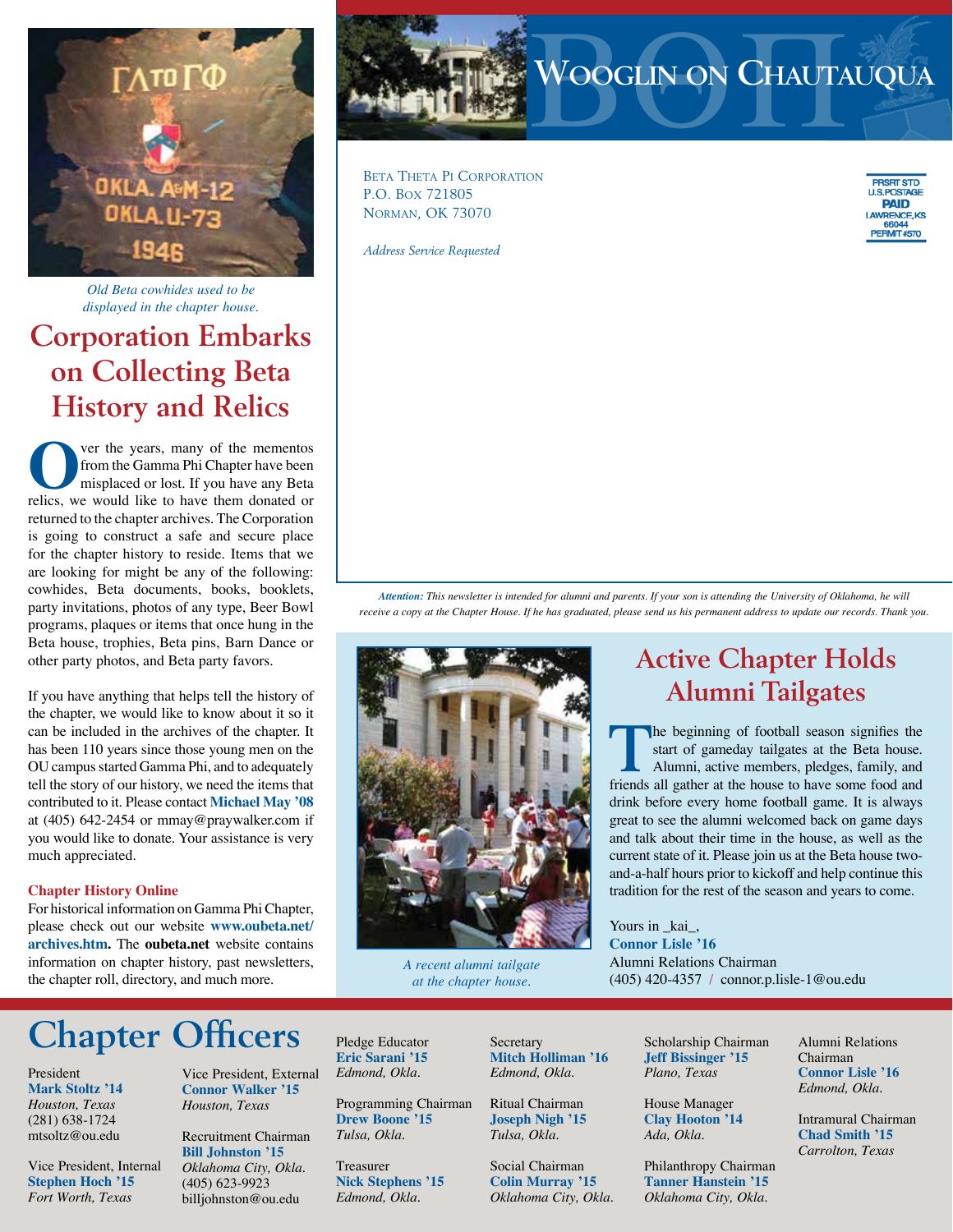Old Beta cowhides used to be displayed in the chapter house.

# Corporation Embarks on Collecting Beta History and Relics

Over the years, many of the mementos from the Gamma Phi Chapter have been misplaced or lost. If you have any Beta relics, we would like to have them donated or returned to the chapter archives. The Corporation is going to construct a safe and secure place for the chapter history to reside. Items that we are looking for might be any of the following: cowhides, Beta documents, books, booklets, party invitations, photos of any type, Beer Bowl programs, plaques or items that once hung in the Beta house, trophies, Beta pins, Barn Dance or other party photos, and Beta party favors.

If you have anything that helps tell the history of the chapter, we would like to know about it so it can be included in the archives of the chapter. It has been 110 years since those young men on the OU campus started Gamma Phi, and to adequately tell the story of our history, we need the items that contributed to it. Please contact **Michael May '08** at (405) 642-2454 or mmay@praywalker.com if you would like to donate. Your assistance is very much appreciated.

### Chapter History Online

For historical information on Gamma Phi Chapter, please check out our website **www.oubeta.net/archives.htm.** The **oubeta.net** website contains information on chapter history, past newsletters, the chapter roll, directory, and much more.

# Wooglin on Chautauqua

Beta Theta Pi Corporation
P.O. Box 721805
Norman, OK 73070

*Address Service Requested*

PRSRT STD
U.S. POSTAGE
PAID
LAWRENCE, KS
66044
PERMIT #570

***Attention:*** *This newsletter is intended for alumni and parents. If your son is attending the University of Oklahoma, he will receive a copy at the Chapter House. If he has graduated, please send us his permanent address to update our records. Thank you.*

A recent alumni tailgate at the chapter house.

# Active Chapter Holds Alumni Tailgates

The beginning of football season signifies the start of gameday tailgates at the Beta house. Alumni, active members, pledges, family, and friends all gather at the house to have some food and drink before every home football game. It is always great to see the alumni welcomed back on game days and talk about their time in the house, as well as the current state of it. Please join us at the Beta house two-and-a-half hours prior to kickoff and help continue this tradition for the rest of the season and years to come.

Yours in _kai_,
**Connor Lisle '16**
Alumni Relations Chairman
(405) 420-4357 / connor.p.lisle-1@ou.edu

# Chapter Officers

President
**Mark Stoltz '14**
*Houston, Texas*
(281) 638-1724
mtsoltz@ou.edu

Vice President, Internal
**Stephen Hoch '15**
*Fort Worth, Texas*

Vice President, External
**Connor Walker '15**
*Houston, Texas*

Recruitment Chairman
**Bill Johnston '15**
*Oklahoma City, Okla.*
(405) 623-9923
billjohnston@ou.edu

Pledge Educator
**Eric Sarani '15**
*Edmond, Okla.*

Programming Chairman
**Drew Boone '15**
*Tulsa, Okla.*

Treasurer
**Nick Stephens '15**
*Edmond, Okla.*

Secretary
**Mitch Holliman '16**
*Edmond, Okla.*

Ritual Chairman
**Joseph Nigh '15**
*Tulsa, Okla.*

Social Chairman
**Colin Murray '15**
*Oklahoma City, Okla.*

Scholarship Chairman
**Jeff Bissinger '15**
*Plano, Texas*

House Manager
**Clay Hooton '14**
*Ada, Okla.*

Philanthropy Chairman
**Tanner Hanstein '15**
*Oklahoma City, Okla.*

Alumni Relations Chairman
**Connor Lisle '16**
*Edmond, Okla.*

Intramural Chairman
**Chad Smith '15**
*Carrolton, Texas*